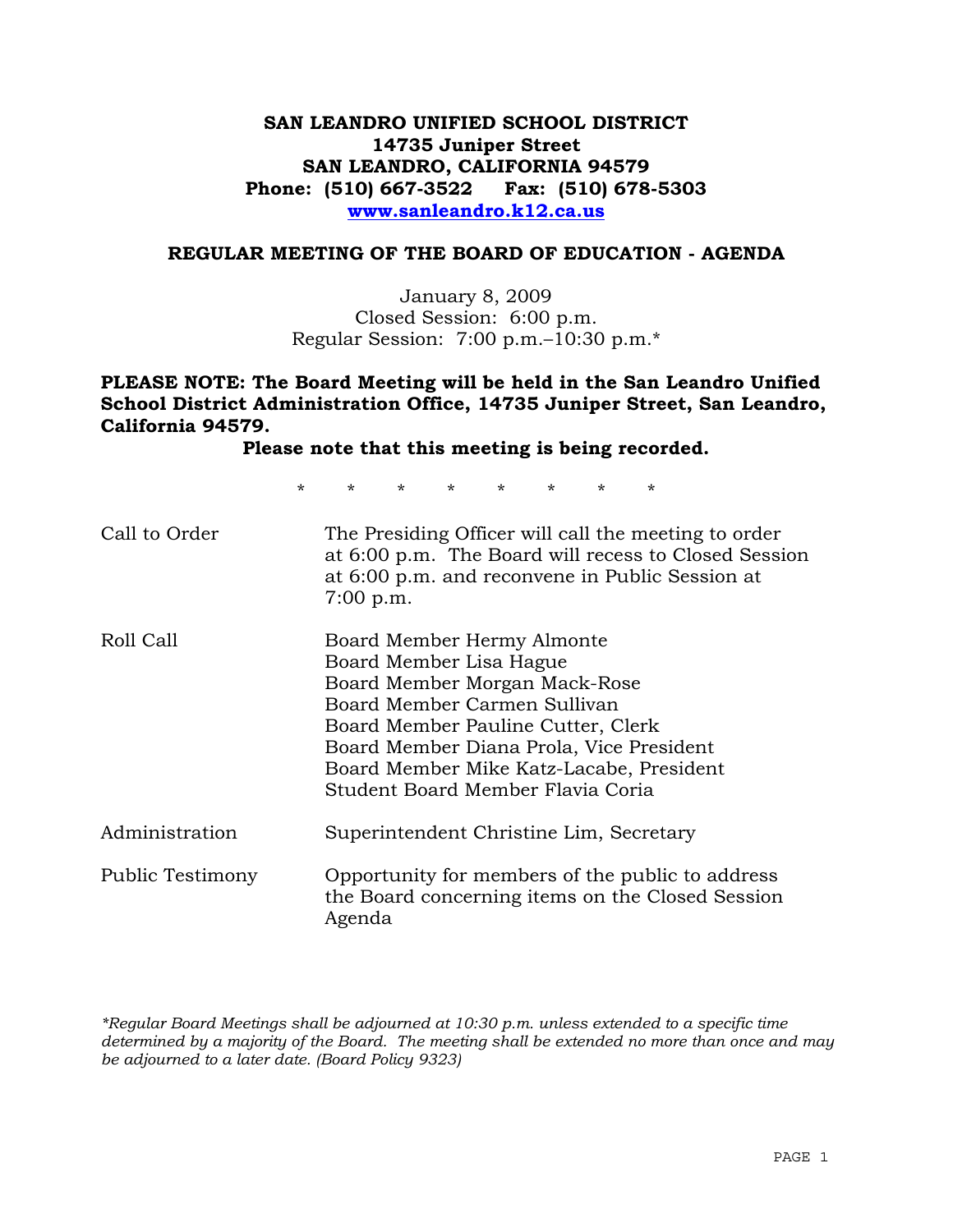**SAN LEANDRO UNIFIED SCHOOL DISTRICT**
**14735 Juniper Street**
**SAN LEANDRO, CALIFORNIA 94579**
**Phone: (510) 667-3522 Fax: (510) 678-5303**
**www.sanleandro.k12.ca.us**

## REGULAR MEETING OF THE BOARD OF EDUCATION - AGENDA

January 8, 2009
Closed Session: 6:00 p.m.
Regular Session: 7:00 p.m.–10:30 p.m.*

**PLEASE NOTE: The Board Meeting will be held in the San Leandro Unified School District Administration Office, 14735 Juniper Street, San Leandro, California 94579.**

**Please note that this meeting is being recorded.**

\* \* \* \* \* \* \* \*

| | |
|---|---|
| Call to Order | The Presiding Officer will call the meeting to order at 6:00 p.m. The Board will recess to Closed Session at 6:00 p.m. and reconvene in Public Session at 7:00 p.m. |
| Roll Call | Board Member Hermy Almonte<br>Board Member Lisa Hague<br>Board Member Morgan Mack-Rose<br>Board Member Carmen Sullivan<br>Board Member Pauline Cutter, Clerk<br>Board Member Diana Prola, Vice President<br>Board Member Mike Katz-Lacabe, President<br>Student Board Member Flavia Coria |
| Administration | Superintendent Christine Lim, Secretary |
| Public Testimony | Opportunity for members of the public to address the Board concerning items on the Closed Session Agenda |

*\*Regular Board Meetings shall be adjourned at 10:30 p.m. unless extended to a specific time determined by a majority of the Board. The meeting shall be extended no more than once and may be adjourned to a later date. (Board Policy 9323)*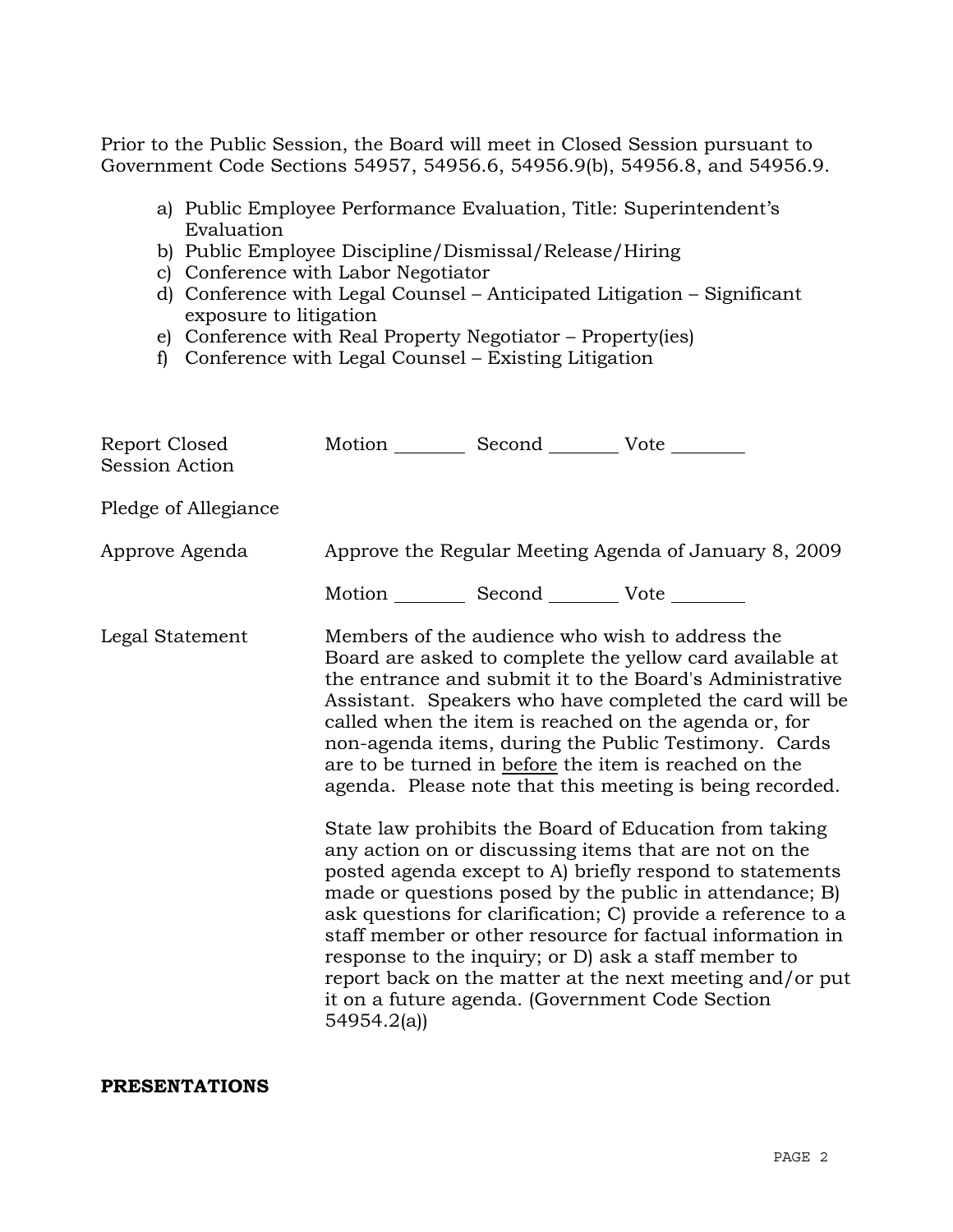Prior to the Public Session, the Board will meet in Closed Session pursuant to Government Code Sections 54957, 54956.6, 54956.9(b), 54956.8, and 54956.9.

a) Public Employee Performance Evaluation, Title: Superintendent's Evaluation
b) Public Employee Discipline/Dismissal/Release/Hiring
c) Conference with Labor Negotiator
d) Conference with Legal Counsel – Anticipated Litigation – Significant exposure to litigation
e) Conference with Real Property Negotiator – Property(ies)
f) Conference with Legal Counsel – Existing Litigation

| | |
|---|---|
| Report Closed Session Action | Motion ________ Second ________ Vote ________ |
| Pledge of Allegiance | |
| Approve Agenda | Approve the Regular Meeting Agenda of January 8, 2009<br><br>Motion ________ Second ________ Vote ________ |
| Legal Statement | Members of the audience who wish to address the Board are asked to complete the yellow card available at the entrance and submit it to the Board's Administrative Assistant. Speakers who have completed the card will be called when the item is reached on the agenda or, for non-agenda items, during the Public Testimony. Cards are to be turned in <u>before</u> the item is reached on the agenda. Please note that this meeting is being recorded.<br><br>State law prohibits the Board of Education from taking any action on or discussing items that are not on the posted agenda except to A) briefly respond to statements made or questions posed by the public in attendance; B) ask questions for clarification; C) provide a reference to a staff member or other resource for factual information in response to the inquiry; or D) ask a staff member to report back on the matter at the next meeting and/or put it on a future agenda. (Government Code Section 54954.2(a)) |

**PRESENTATIONS**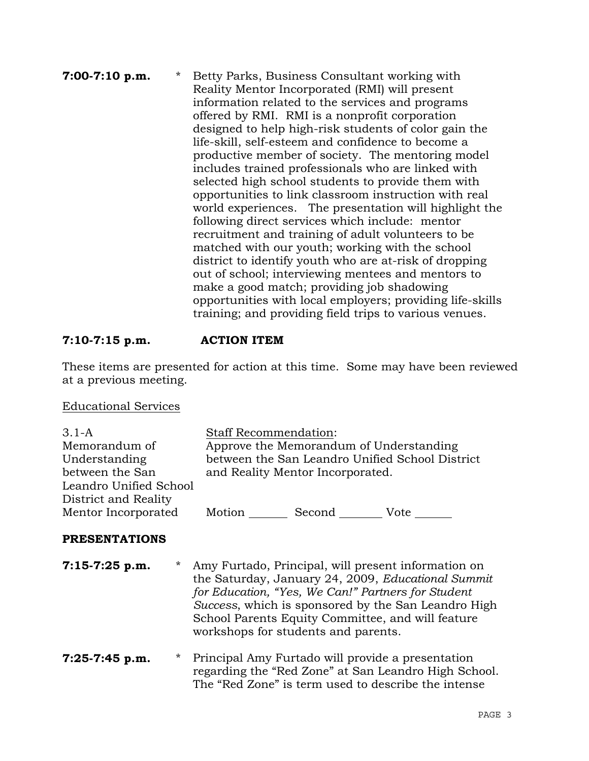**7:00-7:10 p.m.** * Betty Parks, Business Consultant working with Reality Mentor Incorporated (RMI) will present information related to the services and programs offered by RMI. RMI is a nonprofit corporation designed to help high-risk students of color gain the life-skill, self-esteem and confidence to become a productive member of society. The mentoring model includes trained professionals who are linked with selected high school students to provide them with opportunities to link classroom instruction with real world experiences. The presentation will highlight the following direct services which include: mentor recruitment and training of adult volunteers to be matched with our youth; working with the school district to identify youth who are at-risk of dropping out of school; interviewing mentees and mentors to make a good match; providing job shadowing opportunities with local employers; providing life-skills training; and providing field trips to various venues.

**7:10-7:15 p.m.** **ACTION ITEM**

These items are presented for action at this time. Some may have been reviewed at a previous meeting.

Educational Services

3.1-A
Memorandum of Understanding between the San Leandro Unified School District and Reality Mentor Incorporated

Staff Recommendation:
Approve the Memorandum of Understanding between the San Leandro Unified School District and Reality Mentor Incorporated.

Motion _______ Second ________ Vote _______

**PRESENTATIONS**

**7:15-7:25 p.m.** * Amy Furtado, Principal, will present information on the Saturday, January 24, 2009, *Educational Summit for Education, "Yes, We Can!" Partners for Student Success*, which is sponsored by the San Leandro High School Parents Equity Committee, and will feature workshops for students and parents.

**7:25-7:45 p.m.** * Principal Amy Furtado will provide a presentation regarding the "Red Zone" at San Leandro High School. The "Red Zone" is term used to describe the intense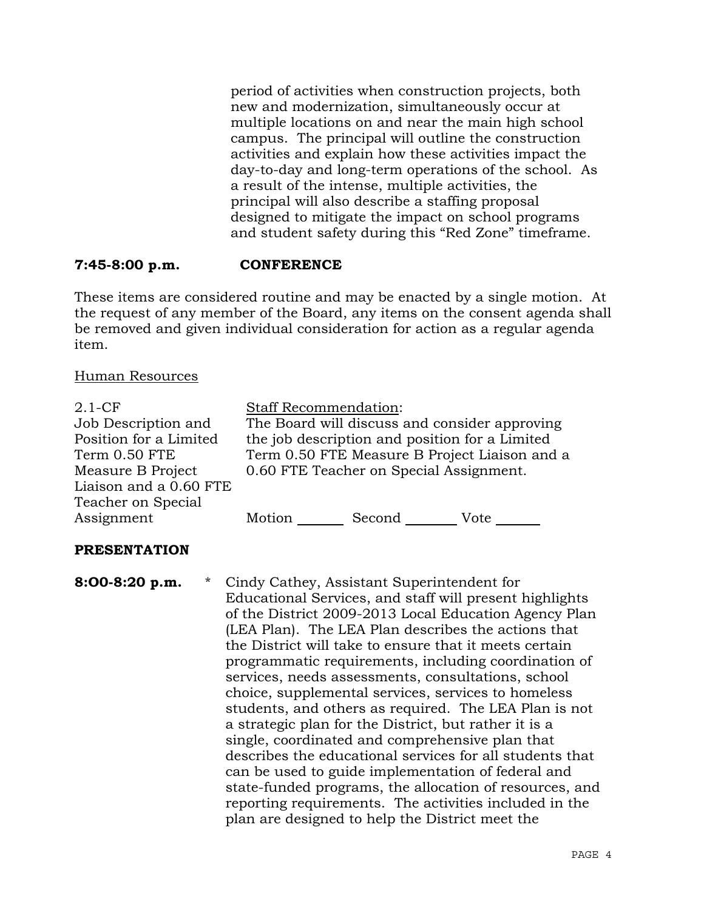period of activities when construction projects, both new and modernization, simultaneously occur at multiple locations on and near the main high school campus. The principal will outline the construction activities and explain how these activities impact the day-to-day and long-term operations of the school. As a result of the intense, multiple activities, the principal will also describe a staffing proposal designed to mitigate the impact on school programs and student safety during this "Red Zone" timeframe.

**7:45-8:00 p.m. CONFERENCE**

These items are considered routine and may be enacted by a single motion. At the request of any member of the Board, any items on the consent agenda shall be removed and given individual consideration for action as a regular agenda item.

Human Resources

2.1-CF
Job Description and Position for a Limited Term 0.50 FTE Measure B Project Liaison and a 0.60 FTE Teacher on Special Assignment

Staff Recommendation:
The Board will discuss and consider approving the job description and position for a Limited Term 0.50 FTE Measure B Project Liaison and a 0.60 FTE Teacher on Special Assignment.

Motion _______ Second _______ Vote _______

**PRESENTATION**

**8:O0-8:20 p.m.** * Cindy Cathey, Assistant Superintendent for Educational Services, and staff will present highlights of the District 2009-2013 Local Education Agency Plan (LEA Plan). The LEA Plan describes the actions that the District will take to ensure that it meets certain programmatic requirements, including coordination of services, needs assessments, consultations, school choice, supplemental services, services to homeless students, and others as required. The LEA Plan is not a strategic plan for the District, but rather it is a single, coordinated and comprehensive plan that describes the educational services for all students that can be used to guide implementation of federal and state-funded programs, the allocation of resources, and reporting requirements. The activities included in the plan are designed to help the District meet the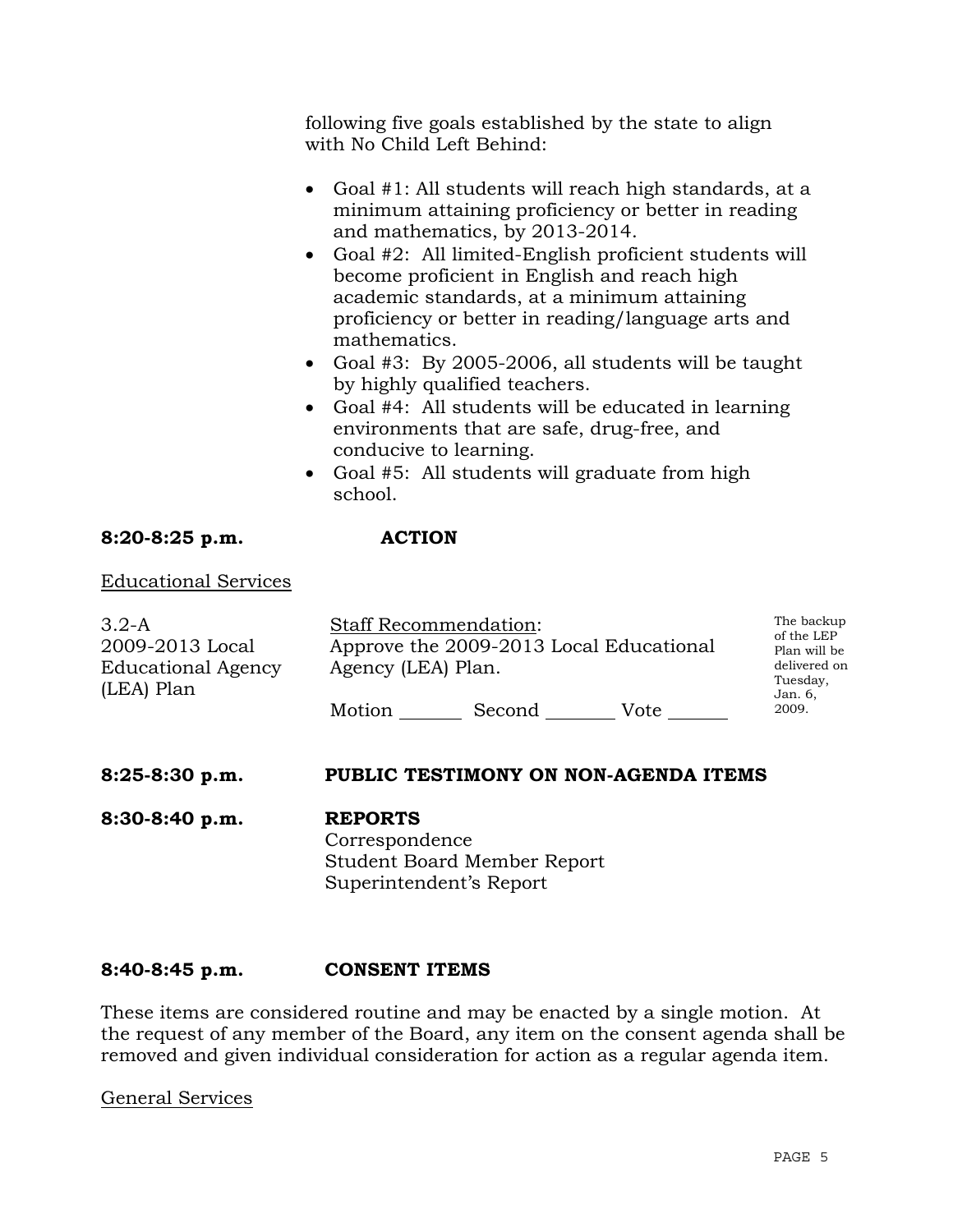following five goals established by the state to align with No Child Left Behind:

- Goal #1: All students will reach high standards, at a minimum attaining proficiency or better in reading and mathematics, by 2013-2014.
- Goal #2: All limited-English proficient students will become proficient in English and reach high academic standards, at a minimum attaining proficiency or better in reading/language arts and mathematics.
- Goal #3: By 2005-2006, all students will be taught by highly qualified teachers.
- Goal #4: All students will be educated in learning environments that are safe, drug-free, and conducive to learning.
- Goal #5: All students will graduate from high school.

**8:20-8:25 p.m.** **ACTION**

Educational Services

3.2-A
2009-2013 Local Educational Agency (LEA) Plan

Staff Recommendation:
Approve the 2009-2013 Local Educational Agency (LEA) Plan.

Motion _______ Second _______ Vote _______

The backup of the LEP Plan will be delivered on Tuesday, Jan. 6, 2009.

**8:25-8:30 p.m.** **PUBLIC TESTIMONY ON NON-AGENDA ITEMS**

**8:30-8:40 p.m.** **REPORTS**
Correspondence
Student Board Member Report
Superintendent's Report

**8:40-8:45 p.m.** **CONSENT ITEMS**

These items are considered routine and may be enacted by a single motion. At the request of any member of the Board, any item on the consent agenda shall be removed and given individual consideration for action as a regular agenda item.

General Services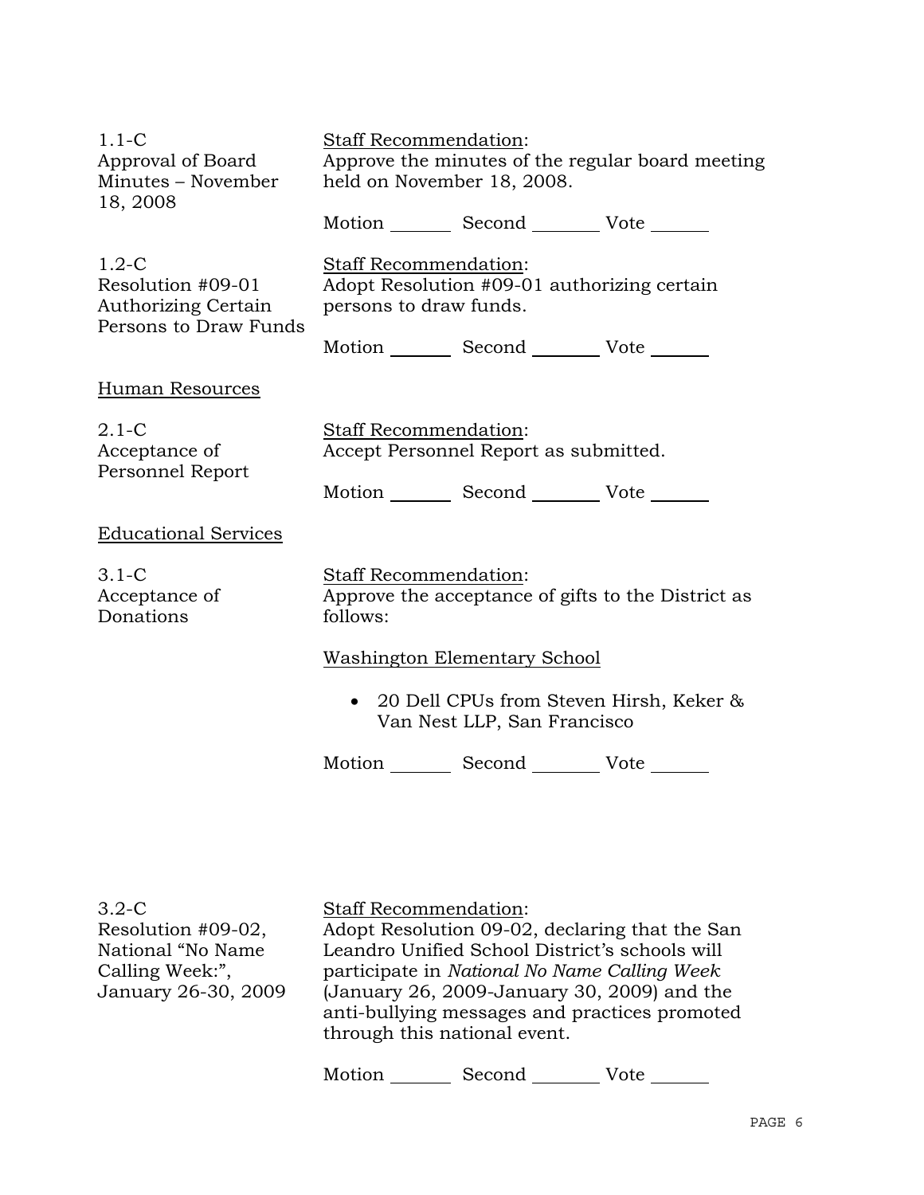1.1-C
Approval of Board Minutes – November 18, 2008

Staff Recommendation:
Approve the minutes of the regular board meeting held on November 18, 2008.

Motion _______ Second _______ Vote _______

1.2-C
Resolution #09-01 Authorizing Certain Persons to Draw Funds

Staff Recommendation:
Adopt Resolution #09-01 authorizing certain persons to draw funds.

Motion _______ Second _______ Vote _______

Human Resources

2.1-C
Acceptance of Personnel Report

Staff Recommendation:
Accept Personnel Report as submitted.

Motion _______ Second _______ Vote _______

Educational Services

3.1-C
Acceptance of Donations

Staff Recommendation:
Approve the acceptance of gifts to the District as follows:

Washington Elementary School

- 20 Dell CPUs from Steven Hirsh, Keker & Van Nest LLP, San Francisco

Motion _______ Second _______ Vote _______

3.2-C
Resolution #09-02, National "No Name Calling Week:", January 26-30, 2009

Staff Recommendation:
Adopt Resolution 09-02, declaring that the San Leandro Unified School District's schools will participate in *National No Name Calling Week* (January 26, 2009-January 30, 2009) and the anti-bullying messages and practices promoted through this national event.

Motion _______ Second _______ Vote _______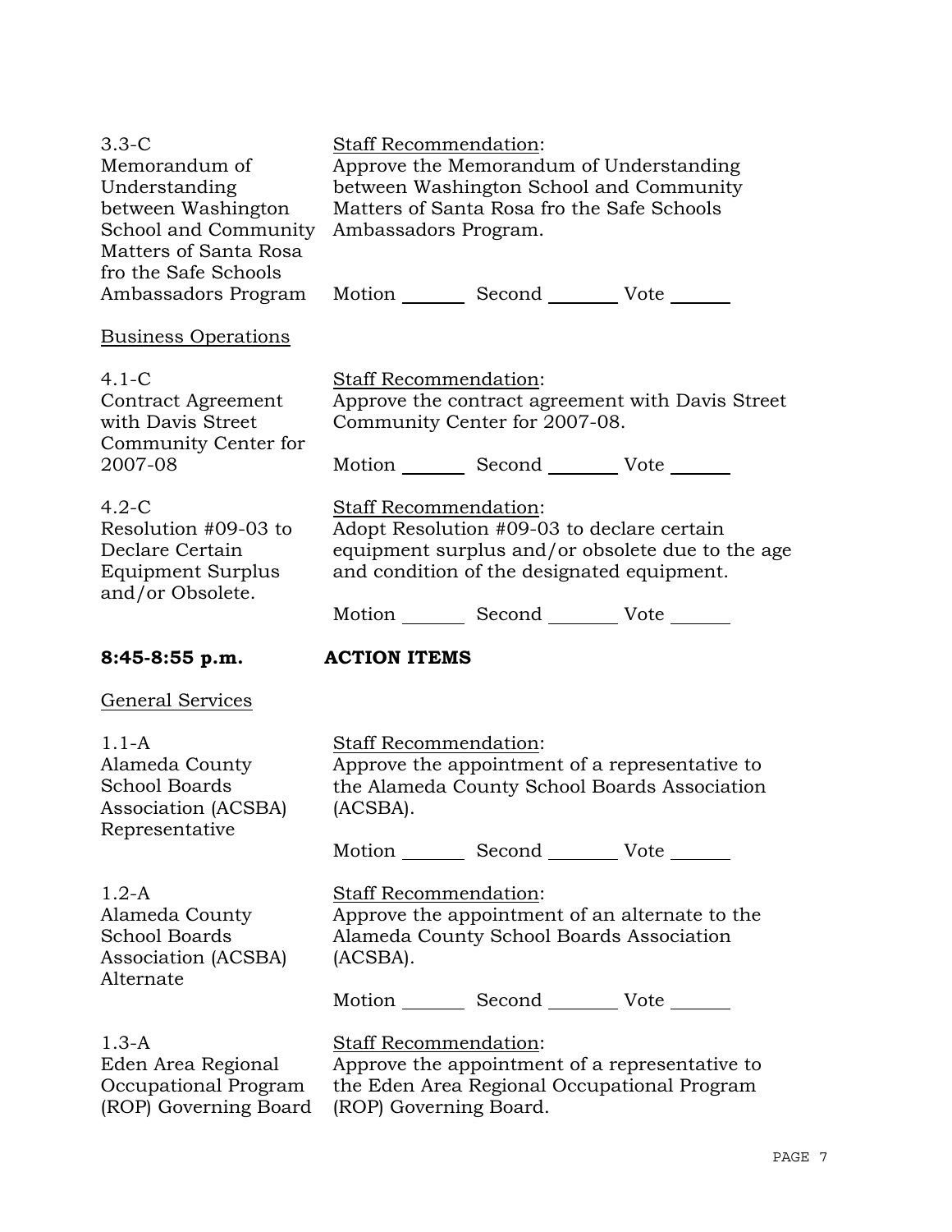3.3-C
Memorandum of Understanding between Washington School and Community Matters of Santa Rosa fro the Safe Schools Ambassadors Program

Staff Recommendation:
Approve the Memorandum of Understanding between Washington School and Community Matters of Santa Rosa fro the Safe Schools Ambassadors Program.

Motion _______ Second _______ Vote _______

Business Operations

4.1-C
Contract Agreement with Davis Street Community Center for 2007-08

Staff Recommendation:
Approve the contract agreement with Davis Street Community Center for 2007-08.

Motion _______ Second _______ Vote _______

4.2-C
Resolution #09-03 to Declare Certain Equipment Surplus and/or Obsolete.

Staff Recommendation:
Adopt Resolution #09-03 to declare certain equipment surplus and/or obsolete due to the age and condition of the designated equipment.

Motion _______ Second _______ Vote _______

**8:45-8:55 p.m. ACTION ITEMS**

General Services

1.1-A
Alameda County School Boards Association (ACSBA) Representative

Staff Recommendation:
Approve the appointment of a representative to the Alameda County School Boards Association (ACSBA).

Motion _______ Second _______ Vote _______

1.2-A
Alameda County School Boards Association (ACSBA) Alternate

Staff Recommendation:
Approve the appointment of an alternate to the Alameda County School Boards Association (ACSBA).

Motion _______ Second _______ Vote _______

1.3-A
Eden Area Regional Occupational Program (ROP) Governing Board

Staff Recommendation:
Approve the appointment of a representative to the Eden Area Regional Occupational Program (ROP) Governing Board.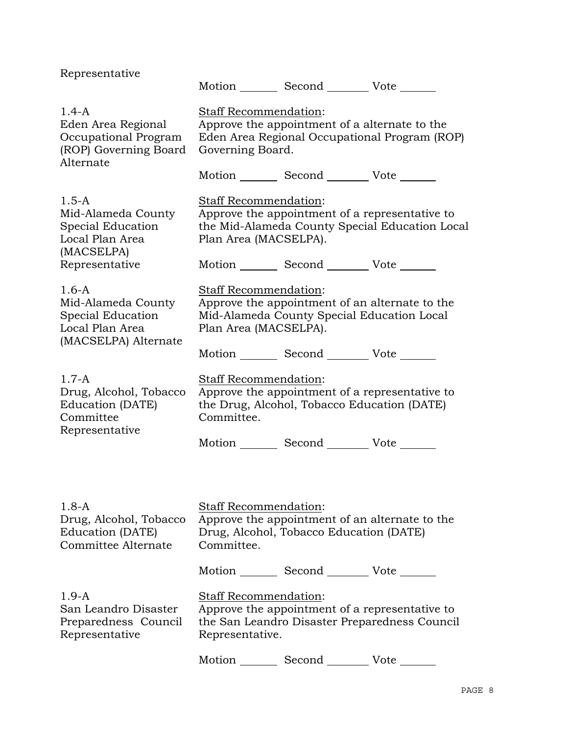Representative

Motion _______ Second _______ Vote ______

1.4-A
Eden Area Regional Occupational Program (ROP) Governing Board Alternate

Staff Recommendation:
Approve the appointment of a alternate to the Eden Area Regional Occupational Program (ROP) Governing Board.

Motion _______ Second _______ Vote ______

1.5-A
Mid-Alameda County Special Education Local Plan Area (MACSELPA) Representative

Staff Recommendation:
Approve the appointment of a representative to the Mid-Alameda County Special Education Local Plan Area (MACSELPA).

Motion _______ Second _______ Vote ______

1.6-A
Mid-Alameda County Special Education Local Plan Area (MACSELPA) Alternate

Staff Recommendation:
Approve the appointment of an alternate to the Mid-Alameda County Special Education Local Plan Area (MACSELPA).

Motion _______ Second _______ Vote ______

1.7-A
Drug, Alcohol, Tobacco Education (DATE) Committee Representative

Staff Recommendation:
Approve the appointment of a representative to the Drug, Alcohol, Tobacco Education (DATE) Committee.

Motion _______ Second _______ Vote ______

1.8-A
Drug, Alcohol, Tobacco Education (DATE) Committee Alternate

Staff Recommendation:
Approve the appointment of an alternate to the Drug, Alcohol, Tobacco Education (DATE) Committee.

Motion _______ Second _______ Vote ______

1.9-A
San Leandro Disaster Preparedness Council Representative

Staff Recommendation:
Approve the appointment of a representative to the San Leandro Disaster Preparedness Council Representative.

Motion _______ Second _______ Vote ______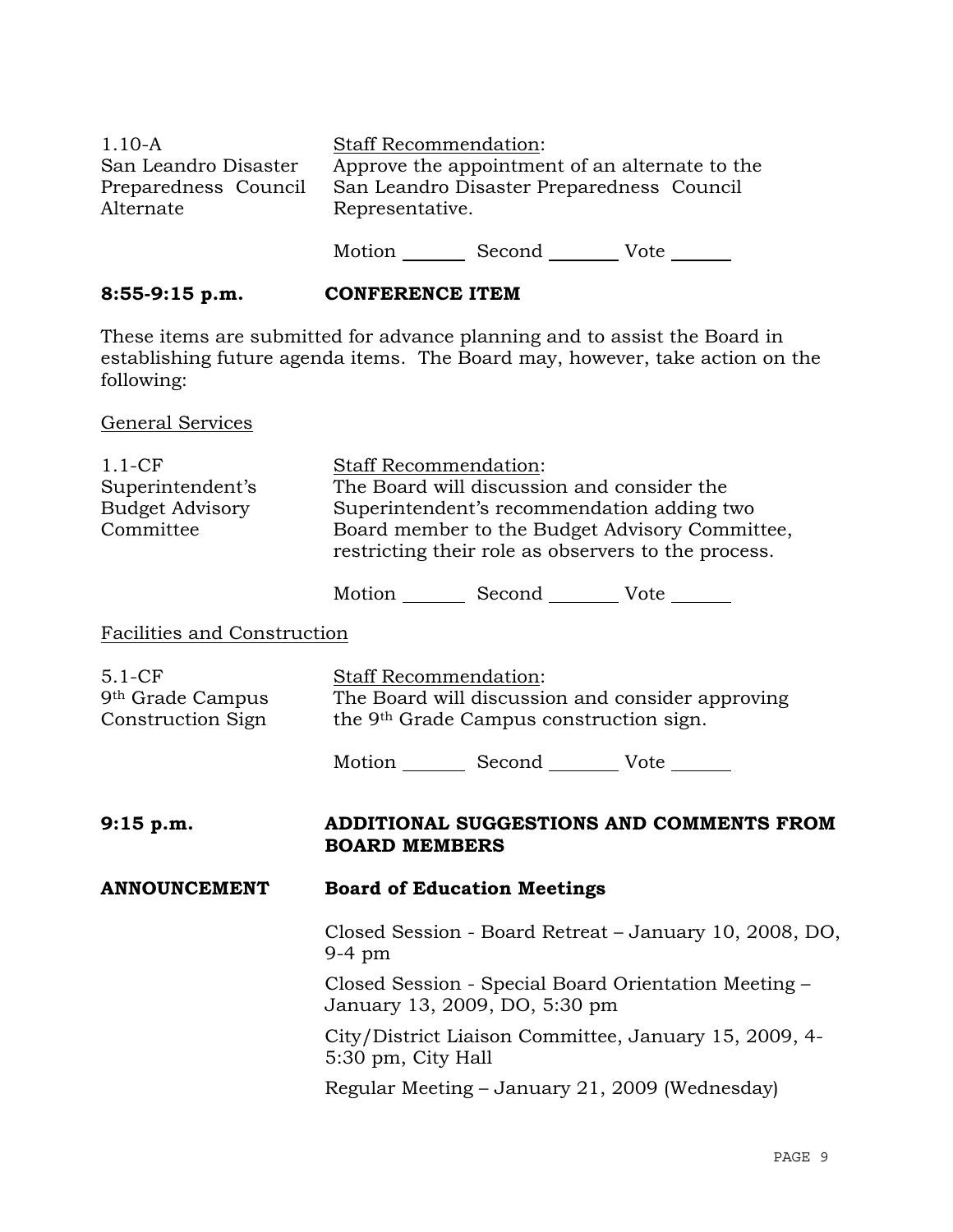| | |
|---|---|
| 1.10-A<br>San Leandro Disaster Preparedness Council Alternate | Staff Recommendation:<br>Approve the appointment of an alternate to the San Leandro Disaster Preparedness Council Representative.<br><br>Motion _______ Second _______ Vote _______ |

**8:55-9:15 p.m.** **CONFERENCE ITEM**

These items are submitted for advance planning and to assist the Board in establishing future agenda items. The Board may, however, take action on the following:

General Services

| | |
|---|---|
| 1.1-CF<br>Superintendent's Budget Advisory Committee | Staff Recommendation:<br>The Board will discussion and consider the Superintendent's recommendation adding two Board member to the Budget Advisory Committee, restricting their role as observers to the process.<br><br>Motion _______ Second _______ Vote _______ |

Facilities and Construction

| | |
|---|---|
| 5.1-CF<br>9th Grade Campus Construction Sign | Staff Recommendation:<br>The Board will discussion and consider approving the 9th Grade Campus construction sign.<br><br>Motion _______ Second _______ Vote _______ |

**9:15 p.m.** **ADDITIONAL SUGGESTIONS AND COMMENTS FROM BOARD MEMBERS**

**ANNOUNCEMENT** **Board of Education Meetings**

Closed Session - Board Retreat – January 10, 2008, DO, 9-4 pm

Closed Session - Special Board Orientation Meeting – January 13, 2009, DO, 5:30 pm

City/District Liaison Committee, January 15, 2009, 4-5:30 pm, City Hall

Regular Meeting – January 21, 2009 (Wednesday)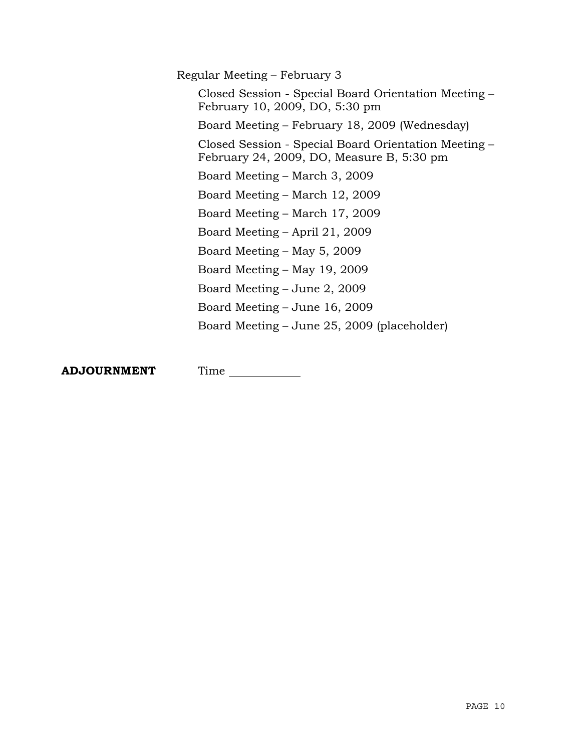Regular Meeting – February 3

Closed Session - Special Board Orientation Meeting – February 10, 2009, DO, 5:30 pm

Board Meeting – February 18, 2009 (Wednesday)

Closed Session - Special Board Orientation Meeting – February 24, 2009, DO, Measure B, 5:30 pm

Board Meeting – March 3, 2009

Board Meeting – March 12, 2009

Board Meeting – March 17, 2009

Board Meeting – April 21, 2009

Board Meeting – May 5, 2009

Board Meeting – May 19, 2009

Board Meeting – June 2, 2009

Board Meeting – June 16, 2009

Board Meeting – June 25, 2009 (placeholder)

**ADJOURNMENT** Time ____________